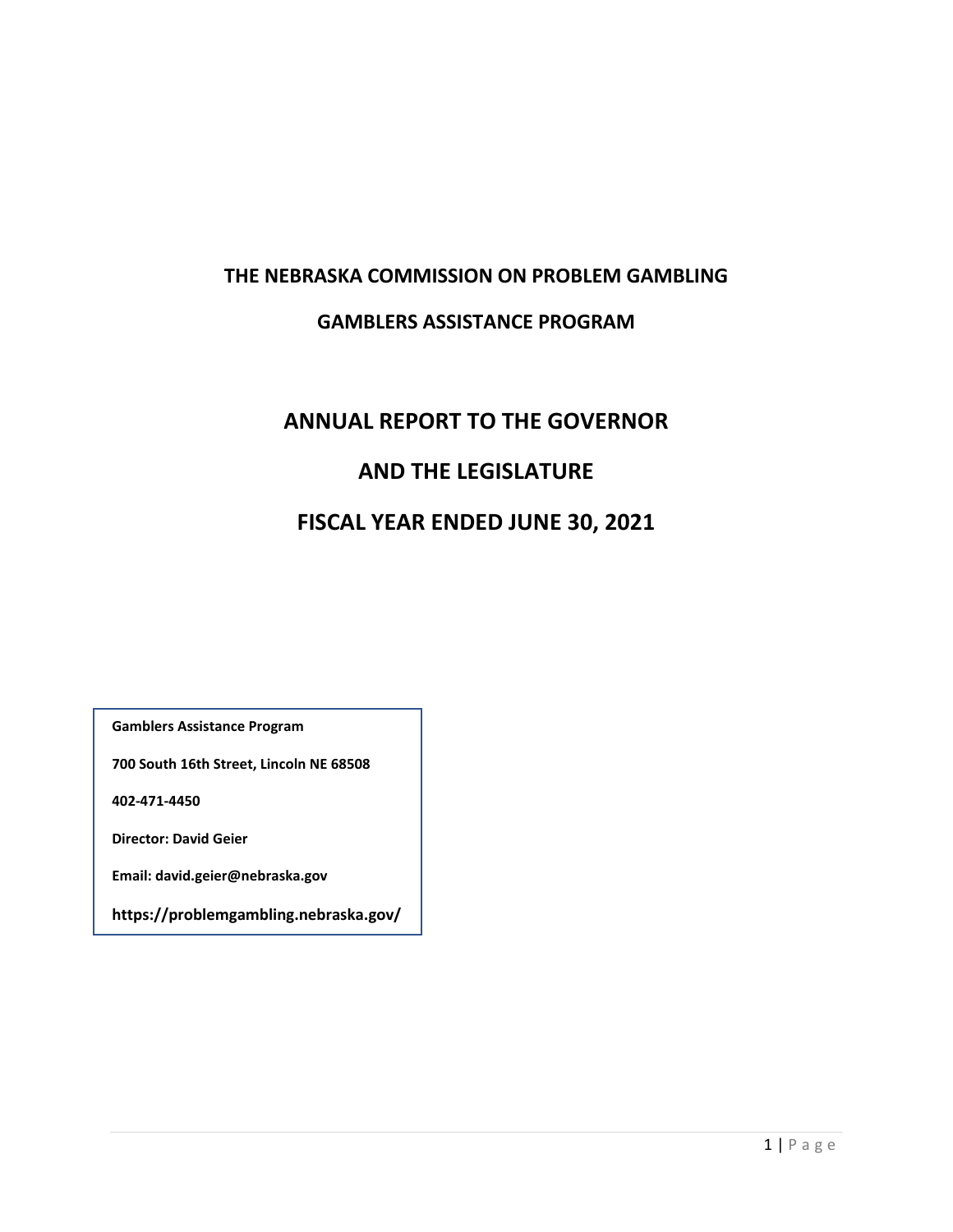# THE NEBRASKA COMMISSION ON PROBLEM GAMBLING

## GAMBLERS ASSISTANCE PROGRAM

# ANNUAL REPORT TO THE GOVERNOR

# AND THE LEGISLATURE

# FISCAL YEAR ENDED JUNE 30, 2021

**Gamblers Assistance Program**

**700 South 16th Street, Lincoln NE 68508**

**402-471-4450**

**Director: David Geier**

**Email: david.geier@nebraska.gov**

**https://problemgambling.nebraska.gov/**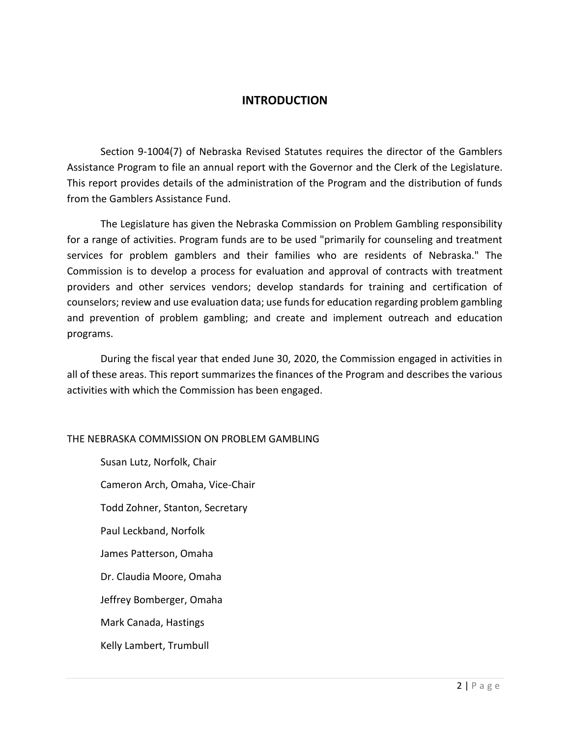## INTRODUCTION

Section 9-1004(7) of Nebraska Revised Statutes requires the director of the Gamblers Assistance Program to file an annual report with the Governor and the Clerk of the Legislature. This report provides details of the administration of the Program and the distribution of funds from the Gamblers Assistance Fund.

The Legislature has given the Nebraska Commission on Problem Gambling responsibility for a range of activities. Program funds are to be used "primarily for counseling and treatment services for problem gamblers and their families who are residents of Nebraska." The Commission is to develop a process for evaluation and approval of contracts with treatment providers and other services vendors; develop standards for training and certification of counselors; review and use evaluation data; use funds for education regarding problem gambling and prevention of problem gambling; and create and implement outreach and education programs.

During the fiscal year that ended June 30, 2020, the Commission engaged in activities in all of these areas. This report summarizes the finances of the Program and describes the various activities with which the Commission has been engaged.

THE NEBRASKA COMMISSION ON PROBLEM GAMBLING

Susan Lutz, Norfolk, Chair

Cameron Arch, Omaha, Vice-Chair

Todd Zohner, Stanton, Secretary

Paul Leckband, Norfolk

James Patterson, Omaha

Dr. Claudia Moore, Omaha

Jeffrey Bomberger, Omaha

Mark Canada, Hastings

Kelly Lambert, Trumbull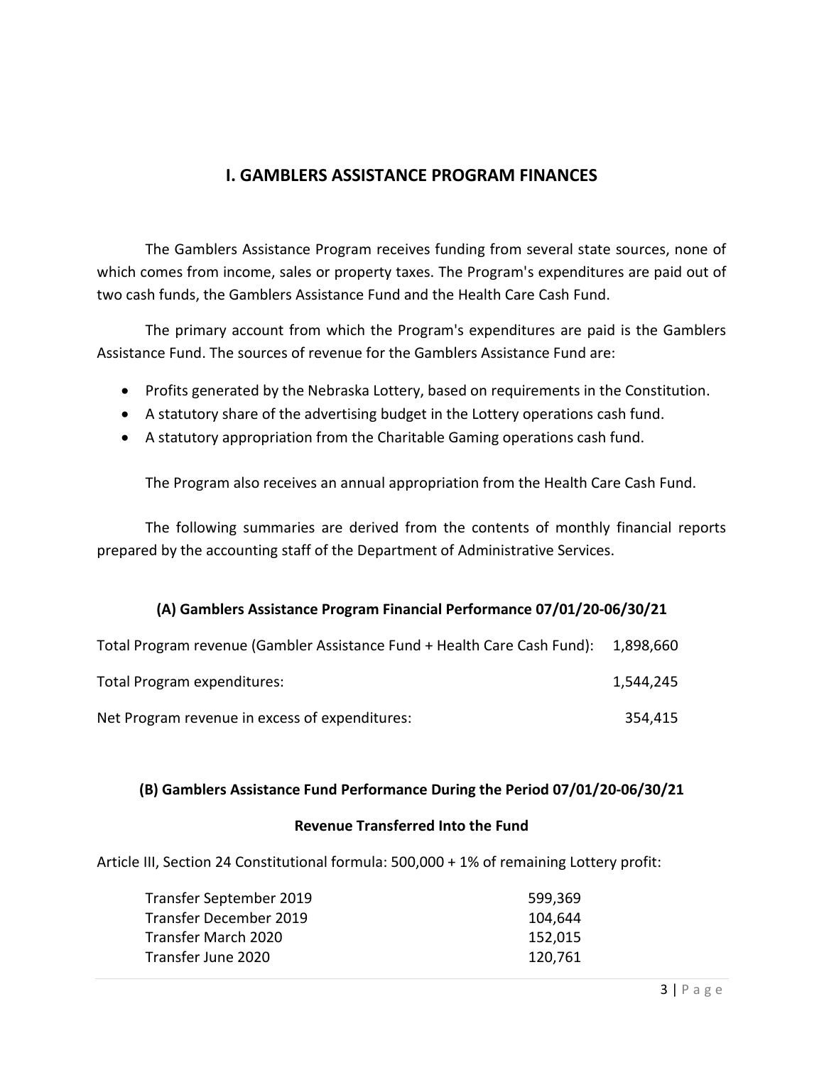## I. GAMBLERS ASSISTANCE PROGRAM FINANCES

The Gamblers Assistance Program receives funding from several state sources, none of which comes from income, sales or property taxes. The Program's expenditures are paid out of two cash funds, the Gamblers Assistance Fund and the Health Care Cash Fund.

The primary account from which the Program's expenditures are paid is the Gamblers Assistance Fund. The sources of revenue for the Gamblers Assistance Fund are:

- Profits generated by the Nebraska Lottery, based on requirements in the Constitution.
- A statutory share of the advertising budget in the Lottery operations cash fund.
- A statutory appropriation from the Charitable Gaming operations cash fund.

The Program also receives an annual appropriation from the Health Care Cash Fund.

The following summaries are derived from the contents of monthly financial reports prepared by the accounting staff of the Department of Administrative Services.

### (A) Gamblers Assistance Program Financial Performance 07/01/20-06/30/21

| | |
|---|---|
| Total Program revenue (Gambler Assistance Fund + Health Care Cash Fund): | 1,898,660 |
| Total Program expenditures: | 1,544,245 |
| Net Program revenue in excess of expenditures: | 354,415 |

### (B) Gamblers Assistance Fund Performance During the Period 07/01/20-06/30/21

**Revenue Transferred Into the Fund**

Article III, Section 24 Constitutional formula: 500,000 + 1% of remaining Lottery profit:

| | |
|---|---|
| Transfer September 2019 | 599,369 |
| Transfer December 2019 | 104,644 |
| Transfer March 2020 | 152,015 |
| Transfer June 2020 | 120,761 |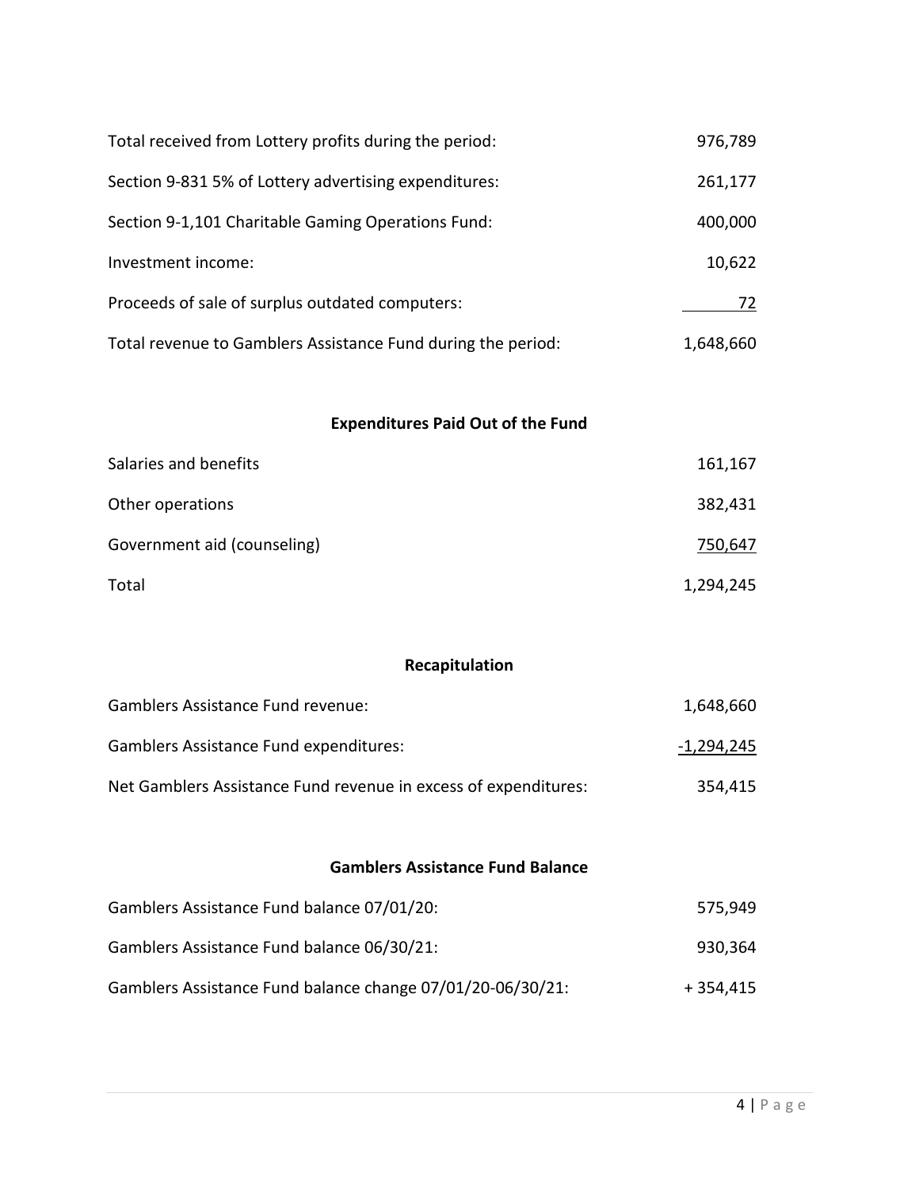| | |
|---|---|
| Total received from Lottery profits during the period: | 976,789 |
| Section 9-831 5% of Lottery advertising expenditures: | 261,177 |
| Section 9-1,101 Charitable Gaming Operations Fund: | 400,000 |
| Investment income: | 10,622 |
| Proceeds of sale of surplus outdated computers: | 72 |
| Total revenue to Gamblers Assistance Fund during the period: | 1,648,660 |

## Expenditures Paid Out of the Fund

| | |
|---|---|
| Salaries and benefits | 161,167 |
| Other operations | 382,431 |
| Government aid (counseling) | 750,647 |
| Total | 1,294,245 |

## Recapitulation

| | |
|---|---|
| Gamblers Assistance Fund revenue: | 1,648,660 |
| Gamblers Assistance Fund expenditures: | -1,294,245 |
| Net Gamblers Assistance Fund revenue in excess of expenditures: | 354,415 |

## Gamblers Assistance Fund Balance

| | |
|---|---|
| Gamblers Assistance Fund balance 07/01/20: | 575,949 |
| Gamblers Assistance Fund balance 06/30/21: | 930,364 |
| Gamblers Assistance Fund balance change 07/01/20-06/30/21: | + 354,415 |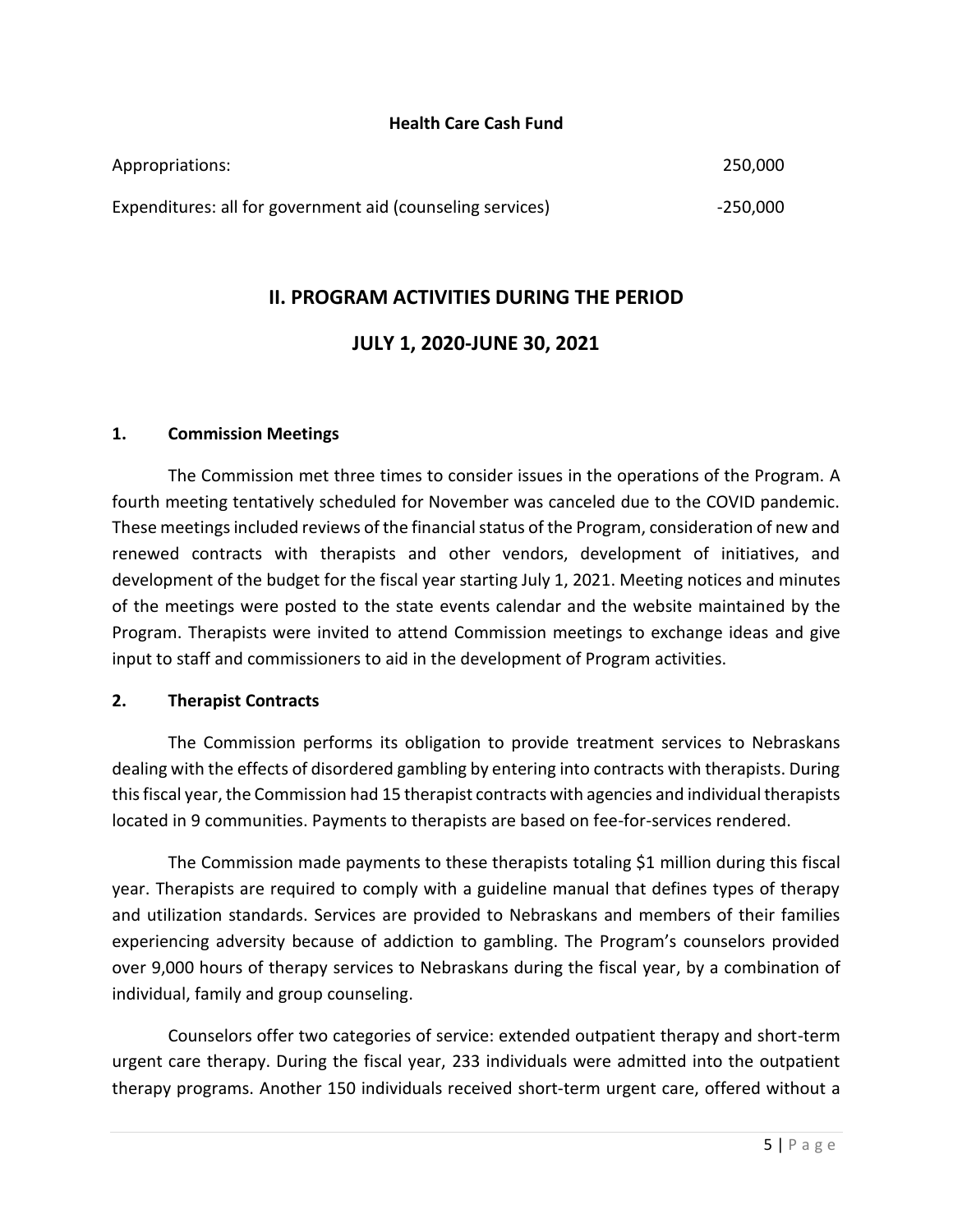**Health Care Cash Fund**

| | |
|---|---:|
| Appropriations: | 250,000 |
| Expenditures: all for government aid (counseling services) | -250,000 |

## II. PROGRAM ACTIVITIES DURING THE PERIOD

## JULY 1, 2020-JUNE 30, 2021

### 1. Commission Meetings

The Commission met three times to consider issues in the operations of the Program. A fourth meeting tentatively scheduled for November was canceled due to the COVID pandemic. These meetings included reviews of the financial status of the Program, consideration of new and renewed contracts with therapists and other vendors, development of initiatives, and development of the budget for the fiscal year starting July 1, 2021. Meeting notices and minutes of the meetings were posted to the state events calendar and the website maintained by the Program. Therapists were invited to attend Commission meetings to exchange ideas and give input to staff and commissioners to aid in the development of Program activities.

### 2. Therapist Contracts

The Commission performs its obligation to provide treatment services to Nebraskans dealing with the effects of disordered gambling by entering into contracts with therapists. During this fiscal year, the Commission had 15 therapist contracts with agencies and individual therapists located in 9 communities. Payments to therapists are based on fee-for-services rendered.

The Commission made payments to these therapists totaling $1 million during this fiscal year. Therapists are required to comply with a guideline manual that defines types of therapy and utilization standards. Services are provided to Nebraskans and members of their families experiencing adversity because of addiction to gambling. The Program's counselors provided over 9,000 hours of therapy services to Nebraskans during the fiscal year, by a combination of individual, family and group counseling.

Counselors offer two categories of service: extended outpatient therapy and short-term urgent care therapy. During the fiscal year, 233 individuals were admitted into the outpatient therapy programs. Another 150 individuals received short-term urgent care, offered without a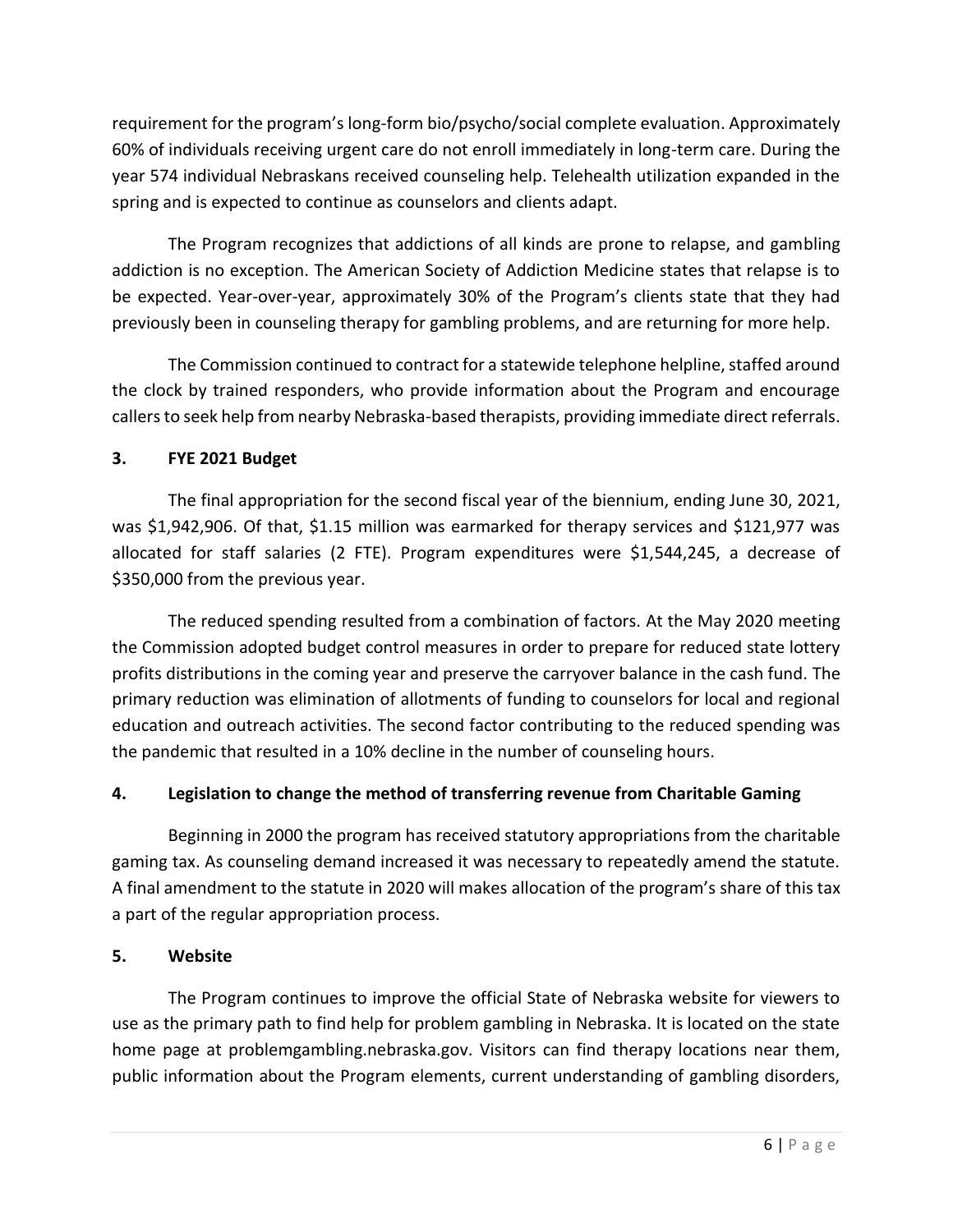requirement for the program's long-form bio/psycho/social complete evaluation. Approximately 60% of individuals receiving urgent care do not enroll immediately in long-term care. During the year 574 individual Nebraskans received counseling help. Telehealth utilization expanded in the spring and is expected to continue as counselors and clients adapt.

The Program recognizes that addictions of all kinds are prone to relapse, and gambling addiction is no exception. The American Society of Addiction Medicine states that relapse is to be expected. Year-over-year, approximately 30% of the Program's clients state that they had previously been in counseling therapy for gambling problems, and are returning for more help.

The Commission continued to contract for a statewide telephone helpline, staffed around the clock by trained responders, who provide information about the Program and encourage callers to seek help from nearby Nebraska-based therapists, providing immediate direct referrals.

## 3. FYE 2021 Budget

The final appropriation for the second fiscal year of the biennium, ending June 30, 2021, was $1,942,906. Of that, $1.15 million was earmarked for therapy services and $121,977 was allocated for staff salaries (2 FTE). Program expenditures were $1,544,245, a decrease of $350,000 from the previous year.

The reduced spending resulted from a combination of factors. At the May 2020 meeting the Commission adopted budget control measures in order to prepare for reduced state lottery profits distributions in the coming year and preserve the carryover balance in the cash fund. The primary reduction was elimination of allotments of funding to counselors for local and regional education and outreach activities. The second factor contributing to the reduced spending was the pandemic that resulted in a 10% decline in the number of counseling hours.

## 4. Legislation to change the method of transferring revenue from Charitable Gaming

Beginning in 2000 the program has received statutory appropriations from the charitable gaming tax. As counseling demand increased it was necessary to repeatedly amend the statute. A final amendment to the statute in 2020 will makes allocation of the program's share of this tax a part of the regular appropriation process.

## 5. Website

The Program continues to improve the official State of Nebraska website for viewers to use as the primary path to find help for problem gambling in Nebraska. It is located on the state home page at problemgambling.nebraska.gov. Visitors can find therapy locations near them, public information about the Program elements, current understanding of gambling disorders,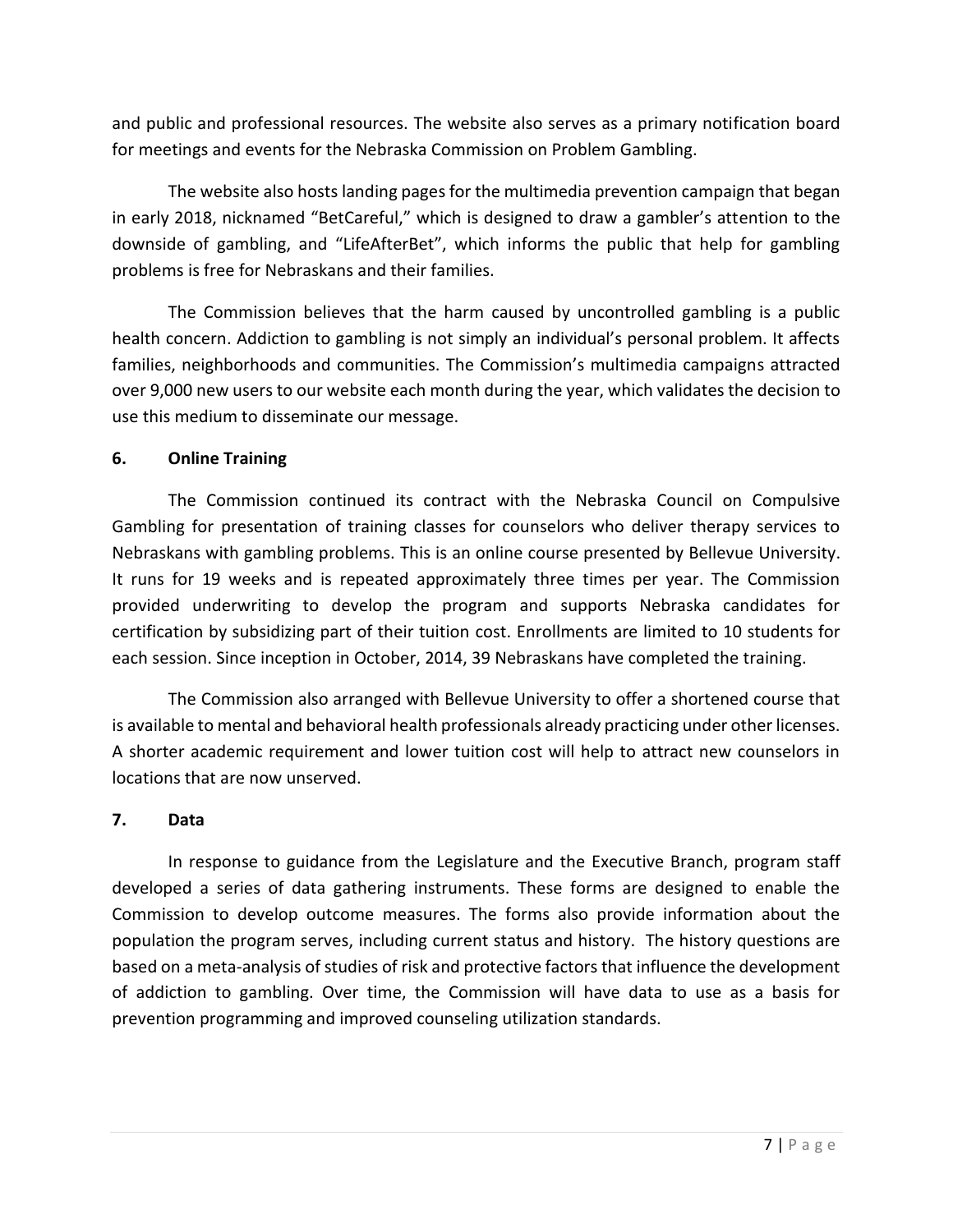and public and professional resources. The website also serves as a primary notification board for meetings and events for the Nebraska Commission on Problem Gambling.

The website also hosts landing pages for the multimedia prevention campaign that began in early 2018, nicknamed "BetCareful," which is designed to draw a gambler's attention to the downside of gambling, and "LifeAfterBet", which informs the public that help for gambling problems is free for Nebraskans and their families.

The Commission believes that the harm caused by uncontrolled gambling is a public health concern. Addiction to gambling is not simply an individual's personal problem. It affects families, neighborhoods and communities. The Commission's multimedia campaigns attracted over 9,000 new users to our website each month during the year, which validates the decision to use this medium to disseminate our message.

**6. Online Training**

The Commission continued its contract with the Nebraska Council on Compulsive Gambling for presentation of training classes for counselors who deliver therapy services to Nebraskans with gambling problems. This is an online course presented by Bellevue University. It runs for 19 weeks and is repeated approximately three times per year. The Commission provided underwriting to develop the program and supports Nebraska candidates for certification by subsidizing part of their tuition cost. Enrollments are limited to 10 students for each session. Since inception in October, 2014, 39 Nebraskans have completed the training.

The Commission also arranged with Bellevue University to offer a shortened course that is available to mental and behavioral health professionals already practicing under other licenses. A shorter academic requirement and lower tuition cost will help to attract new counselors in locations that are now unserved.

**7. Data**

In response to guidance from the Legislature and the Executive Branch, program staff developed a series of data gathering instruments. These forms are designed to enable the Commission to develop outcome measures. The forms also provide information about the population the program serves, including current status and history. The history questions are based on a meta-analysis of studies of risk and protective factors that influence the development of addiction to gambling. Over time, the Commission will have data to use as a basis for prevention programming and improved counseling utilization standards.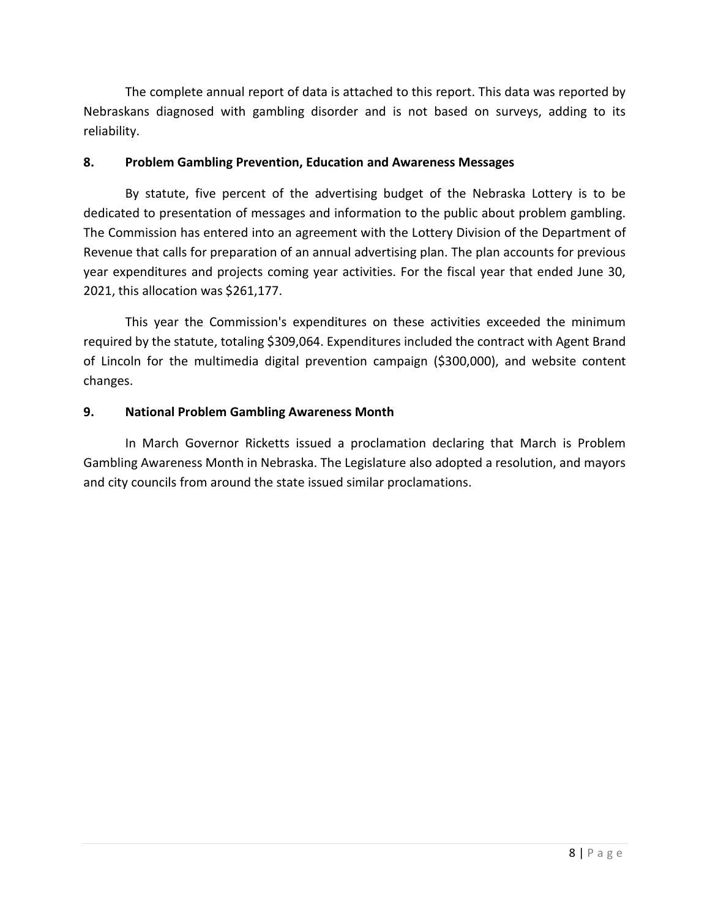The complete annual report of data is attached to this report. This data was reported by Nebraskans diagnosed with gambling disorder and is not based on surveys, adding to its reliability.

## 8. Problem Gambling Prevention, Education and Awareness Messages

By statute, five percent of the advertising budget of the Nebraska Lottery is to be dedicated to presentation of messages and information to the public about problem gambling. The Commission has entered into an agreement with the Lottery Division of the Department of Revenue that calls for preparation of an annual advertising plan. The plan accounts for previous year expenditures and projects coming year activities. For the fiscal year that ended June 30, 2021, this allocation was $261,177.

This year the Commission's expenditures on these activities exceeded the minimum required by the statute, totaling $309,064. Expenditures included the contract with Agent Brand of Lincoln for the multimedia digital prevention campaign ($300,000), and website content changes.

## 9. National Problem Gambling Awareness Month

In March Governor Ricketts issued a proclamation declaring that March is Problem Gambling Awareness Month in Nebraska. The Legislature also adopted a resolution, and mayors and city councils from around the state issued similar proclamations.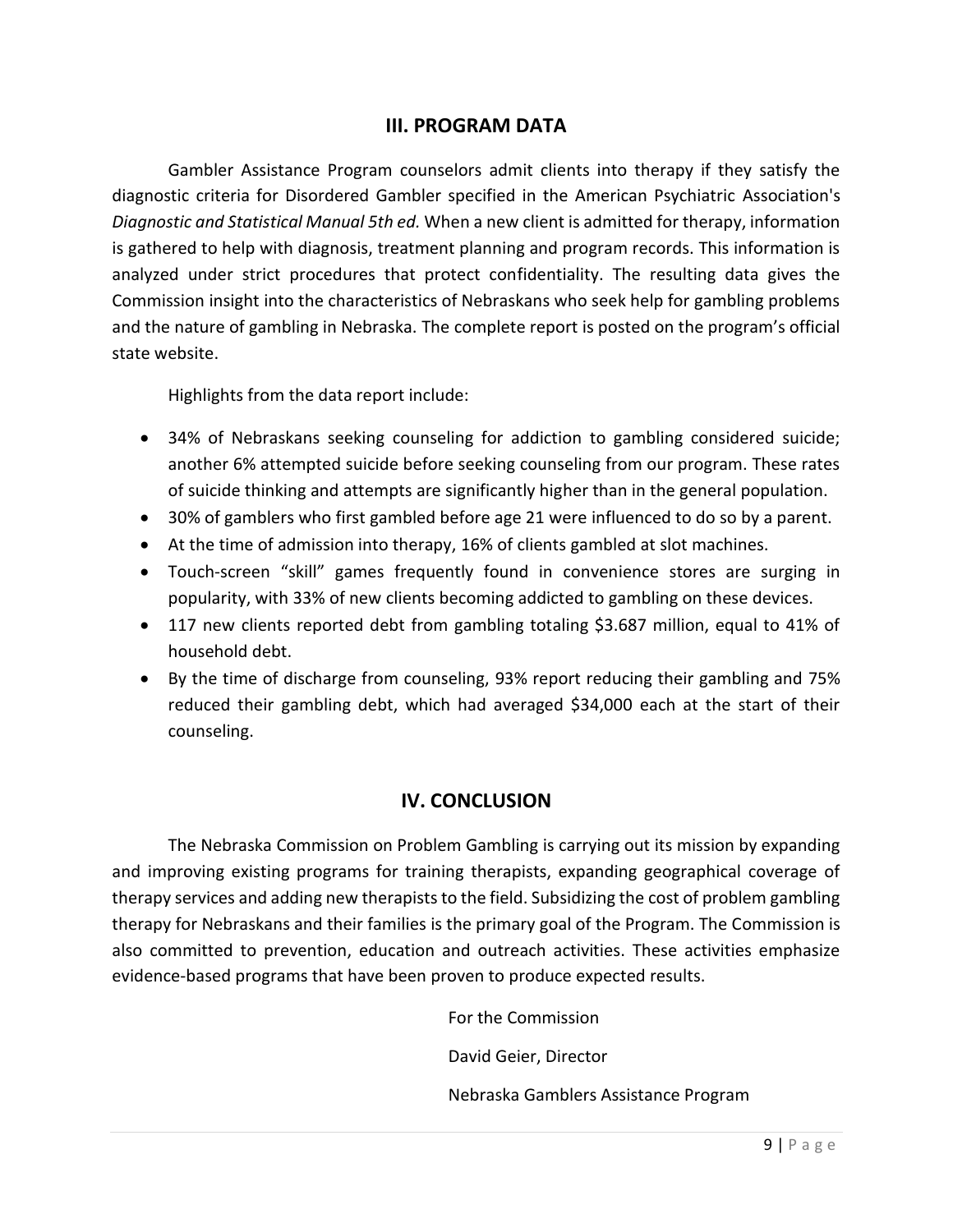## III. PROGRAM DATA

Gambler Assistance Program counselors admit clients into therapy if they satisfy the diagnostic criteria for Disordered Gambler specified in the American Psychiatric Association's *Diagnostic and Statistical Manual 5th ed.* When a new client is admitted for therapy, information is gathered to help with diagnosis, treatment planning and program records. This information is analyzed under strict procedures that protect confidentiality. The resulting data gives the Commission insight into the characteristics of Nebraskans who seek help for gambling problems and the nature of gambling in Nebraska. The complete report is posted on the program's official state website.

Highlights from the data report include:

- 34% of Nebraskans seeking counseling for addiction to gambling considered suicide; another 6% attempted suicide before seeking counseling from our program. These rates of suicide thinking and attempts are significantly higher than in the general population.
- 30% of gamblers who first gambled before age 21 were influenced to do so by a parent.
- At the time of admission into therapy, 16% of clients gambled at slot machines.
- Touch-screen "skill" games frequently found in convenience stores are surging in popularity, with 33% of new clients becoming addicted to gambling on these devices.
- 117 new clients reported debt from gambling totaling $3.687 million, equal to 41% of household debt.
- By the time of discharge from counseling, 93% report reducing their gambling and 75% reduced their gambling debt, which had averaged $34,000 each at the start of their counseling.

## IV. CONCLUSION

The Nebraska Commission on Problem Gambling is carrying out its mission by expanding and improving existing programs for training therapists, expanding geographical coverage of therapy services and adding new therapists to the field. Subsidizing the cost of problem gambling therapy for Nebraskans and their families is the primary goal of the Program. The Commission is also committed to prevention, education and outreach activities. These activities emphasize evidence-based programs that have been proven to produce expected results.

For the Commission

David Geier, Director

Nebraska Gamblers Assistance Program